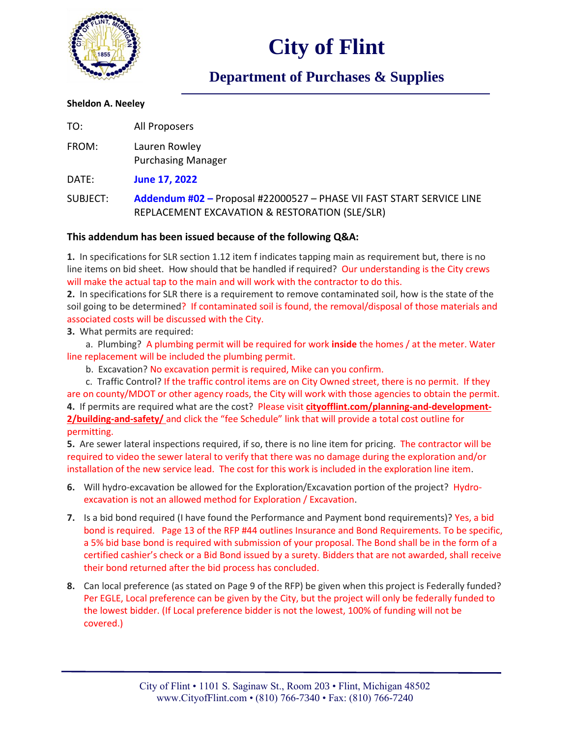# City of Flint

## Department of Purchases & Supplies

**Sheldon A. Neeley**

TO: All Proposers

FROM: Lauren Rowley
Purchasing Manager

DATE: **June 17, 2022**

SUBJECT: **Addendum #02 –** Proposal #22000527 – PHASE VII FAST START SERVICE LINE REPLACEMENT EXCAVATION & RESTORATION (SLE/SLR)

**This addendum has been issued because of the following Q&A:**

**1.** In specifications for SLR section 1.12 item f indicates tapping main as requirement but, there is no line items on bid sheet. How should that be handled if required? Our understanding is the City crews will make the actual tap to the main and will work with the contractor to do this.

**2.** In specifications for SLR there is a requirement to remove contaminated soil, how is the state of the soil going to be determined? If contaminated soil is found, the removal/disposal of those materials and associated costs will be discussed with the City.

**3.** What permits are required:

a. Plumbing? A plumbing permit will be required for work **inside** the homes / at the meter. Water line replacement will be included the plumbing permit.

b. Excavation? No excavation permit is required, Mike can you confirm.

c. Traffic Control? If the traffic control items are on City Owned street, there is no permit. If they are on county/MDOT or other agency roads, the City will work with those agencies to obtain the permit.

**4.** If permits are required what are the cost? Please visit **cityofflint.com/planning-and-development-2/building-and-safety/** and click the "fee Schedule" link that will provide a total cost outline for permitting.

**5.** Are sewer lateral inspections required, if so, there is no line item for pricing. The contractor will be required to video the sewer lateral to verify that there was no damage during the exploration and/or installation of the new service lead. The cost for this work is included in the exploration line item.

**6.** Will hydro-excavation be allowed for the Exploration/Excavation portion of the project? Hydro-excavation is not an allowed method for Exploration / Excavation.

**7.** Is a bid bond required (I have found the Performance and Payment bond requirements)? Yes, a bid bond is required. Page 13 of the RFP #44 outlines Insurance and Bond Requirements. To be specific, a 5% bid base bond is required with submission of your proposal. The Bond shall be in the form of a certified cashier's check or a Bid Bond issued by a surety. Bidders that are not awarded, shall receive their bond returned after the bid process has concluded.

**8.** Can local preference (as stated on Page 9 of the RFP) be given when this project is Federally funded? Per EGLE, Local preference can be given by the City, but the project will only be federally funded to the lowest bidder. (If Local preference bidder is not the lowest, 100% of funding will not be covered.)

City of Flint • 1101 S. Saginaw St., Room 203 • Flint, Michigan 48502
www.CityofFlint.com • (810) 766-7340 • Fax: (810) 766-7240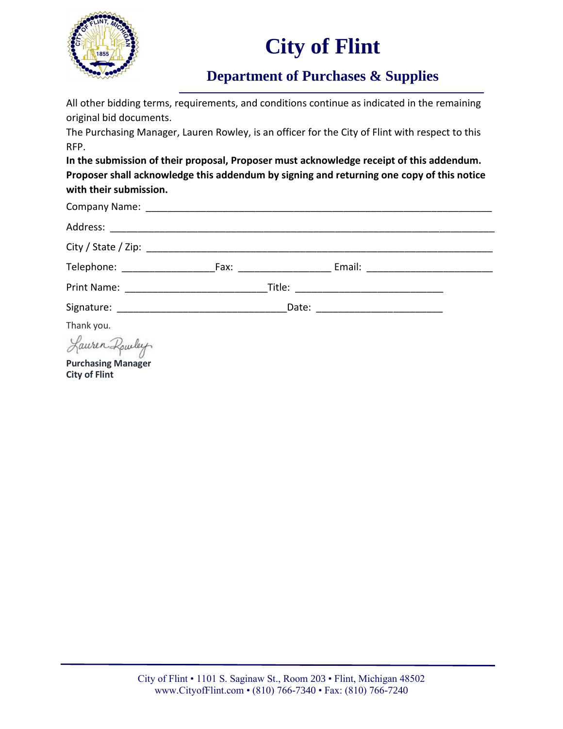# City of Flint

## Department of Purchases & Supplies

All other bidding terms, requirements, and conditions continue as indicated in the remaining original bid documents.

The Purchasing Manager, Lauren Rowley, is an officer for the City of Flint with respect to this RFP.

**In the submission of their proposal, Proposer must acknowledge receipt of this addendum. Proposer shall acknowledge this addendum by signing and returning one copy of this notice with their submission.**

Company Name: ___________________________________________________________

Address: _______________________________________________________________

City / State / Zip: _________________________________________________________

Telephone: ________________Fax: ________________ Email: ______________________

Print Name: __________________________Title: ___________________________

Signature: _______________________________Date: ______________________

Thank you.

Lauren Rowley

**Purchasing Manager**
**City of Flint**

City of Flint • 1101 S. Saginaw St., Room 203 • Flint, Michigan 48502
www.CityofFlint.com • (810) 766-7340 • Fax: (810) 766-7240